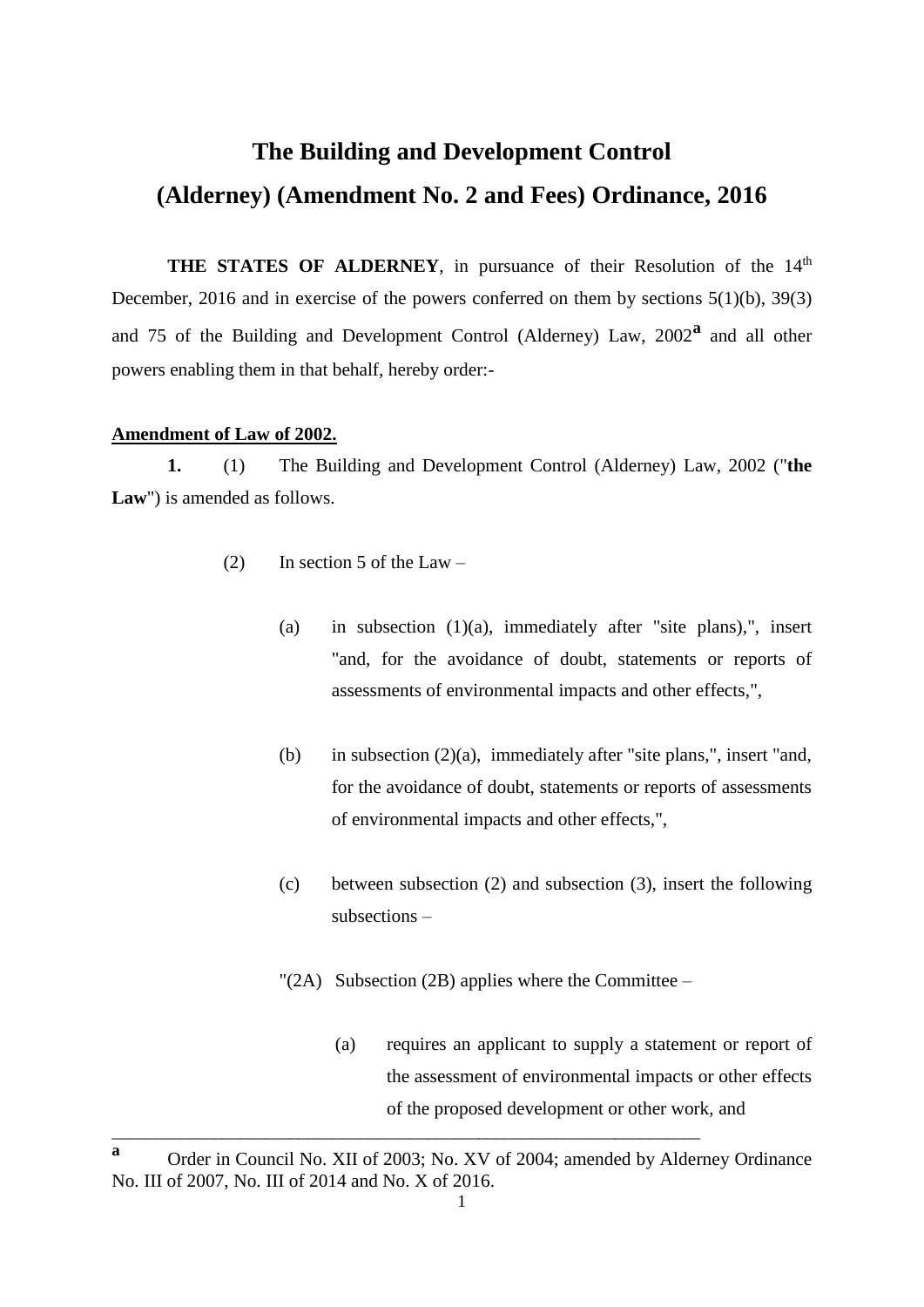# The Building and Development Control (Alderney) (Amendment No. 2 and Fees) Ordinance, 2016

**THE STATES OF ALDERNEY**, in pursuance of their Resolution of the 14th December, 2016 and in exercise of the powers conferred on them by sections 5(1)(b), 39(3) and 75 of the Building and Development Control (Alderney) Law, 2002[a] and all other powers enabling them in that behalf, hereby order:-

**Amendment of Law of 2002.**

**1.** (1) The Building and Development Control (Alderney) Law, 2002 ("**the Law**") is amended as follows.

(2) In section 5 of the Law –

(a) in subsection (1)(a), immediately after "site plans),", insert "and, for the avoidance of doubt, statements or reports of assessments of environmental impacts and other effects,",

(b) in subsection (2)(a), immediately after "site plans,", insert "and, for the avoidance of doubt, statements or reports of assessments of environmental impacts and other effects,",

(c) between subsection (2) and subsection (3), insert the following subsections –

"(2A) Subsection (2B) applies where the Committee –

(a) requires an applicant to supply a statement or report of the assessment of environmental impacts or other effects of the proposed development or other work, and

---

[a] Order in Council No. XII of 2003; No. XV of 2004; amended by Alderney Ordinance No. III of 2007, No. III of 2014 and No. X of 2016.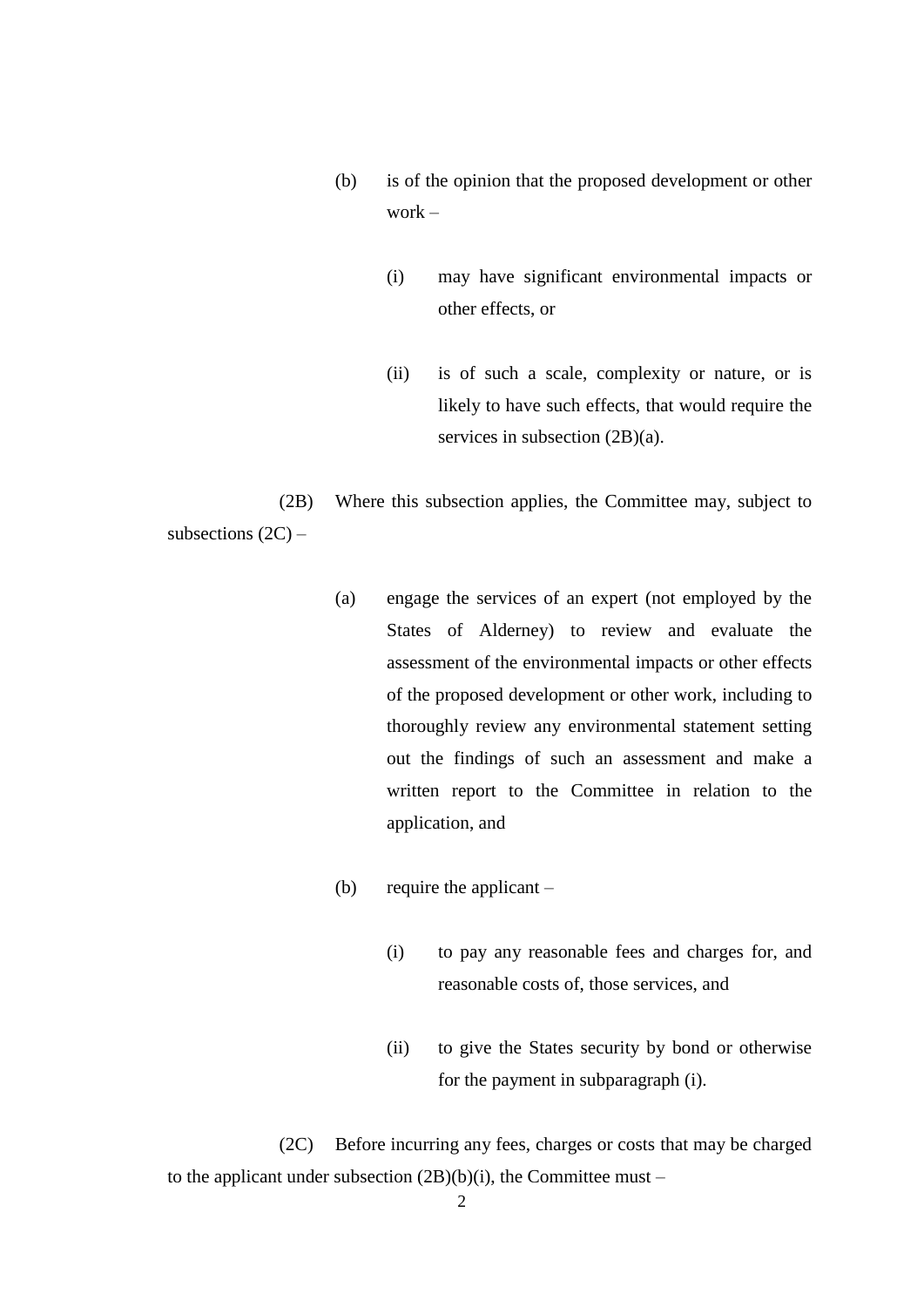(b) is of the opinion that the proposed development or other work –

(i) may have significant environmental impacts or other effects, or

(ii) is of such a scale, complexity or nature, or is likely to have such effects, that would require the services in subsection (2B)(a).

(2B) Where this subsection applies, the Committee may, subject to subsections (2C) –

(a) engage the services of an expert (not employed by the States of Alderney) to review and evaluate the assessment of the environmental impacts or other effects of the proposed development or other work, including to thoroughly review any environmental statement setting out the findings of such an assessment and make a written report to the Committee in relation to the application, and

(b) require the applicant –

(i) to pay any reasonable fees and charges for, and reasonable costs of, those services, and

(ii) to give the States security by bond or otherwise for the payment in subparagraph (i).

(2C) Before incurring any fees, charges or costs that may be charged to the applicant under subsection (2B)(b)(i), the Committee must –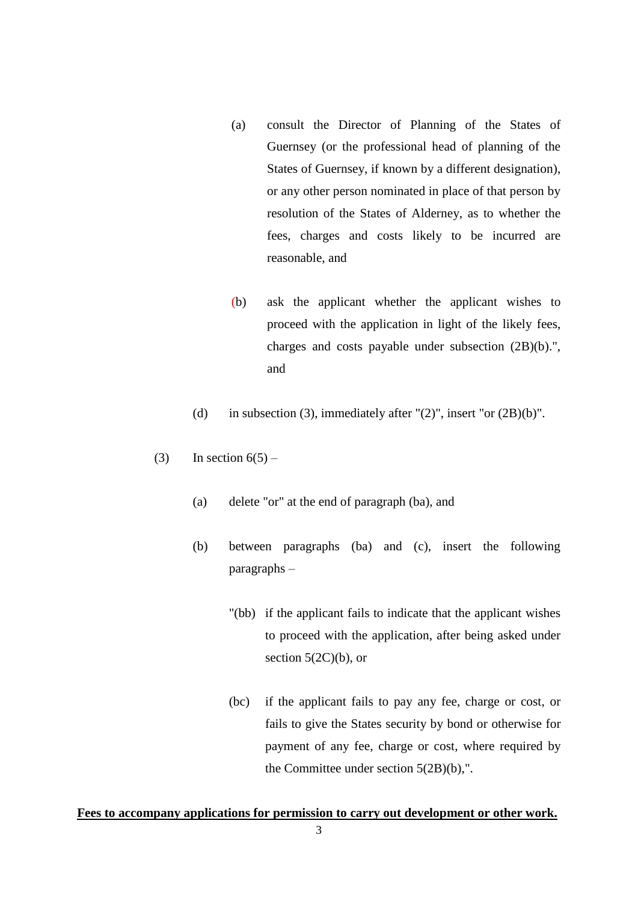(a) consult the Director of Planning of the States of Guernsey (or the professional head of planning of the States of Guernsey, if known by a different designation), or any other person nominated in place of that person by resolution of the States of Alderney, as to whether the fees, charges and costs likely to be incurred are reasonable, and

(b) ask the applicant whether the applicant wishes to proceed with the application in light of the likely fees, charges and costs payable under subsection (2B)(b).", and

(d) in subsection (3), immediately after "(2)", insert "or (2B)(b)".

(3) In section 6(5) –

(a) delete "or" at the end of paragraph (ba), and

(b) between paragraphs (ba) and (c), insert the following paragraphs –

"(bb) if the applicant fails to indicate that the applicant wishes to proceed with the application, after being asked under section 5(2C)(b), or

(bc) if the applicant fails to pay any fee, charge or cost, or fails to give the States security by bond or otherwise for payment of any fee, charge or cost, where required by the Committee under section 5(2B)(b),".

**<u>Fees to accompany applications for permission to carry out development or other work.</u>**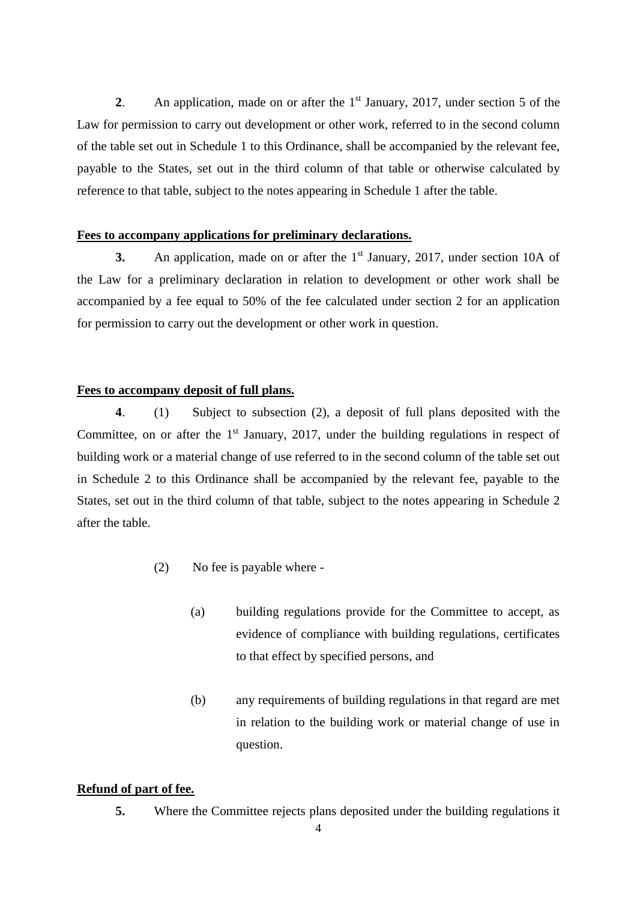**2**. An application, made on or after the 1st January, 2017, under section 5 of the Law for permission to carry out development or other work, referred to in the second column of the table set out in Schedule 1 to this Ordinance, shall be accompanied by the relevant fee, payable to the States, set out in the third column of that table or otherwise calculated by reference to that table, subject to the notes appearing in Schedule 1 after the table.

**Fees to accompany applications for preliminary declarations.**

**3.** An application, made on or after the 1st January, 2017, under section 10A of the Law for a preliminary declaration in relation to development or other work shall be accompanied by a fee equal to 50% of the fee calculated under section 2 for an application for permission to carry out the development or other work in question.

**Fees to accompany deposit of full plans.**

**4**. (1) Subject to subsection (2), a deposit of full plans deposited with the Committee, on or after the 1st January, 2017, under the building regulations in respect of building work or a material change of use referred to in the second column of the table set out in Schedule 2 to this Ordinance shall be accompanied by the relevant fee, payable to the States, set out in the third column of that table, subject to the notes appearing in Schedule 2 after the table.

(2) No fee is payable where -

(a) building regulations provide for the Committee to accept, as evidence of compliance with building regulations, certificates to that effect by specified persons, and

(b) any requirements of building regulations in that regard are met in relation to the building work or material change of use in question.

**Refund of part of fee.**

**5.** Where the Committee rejects plans deposited under the building regulations it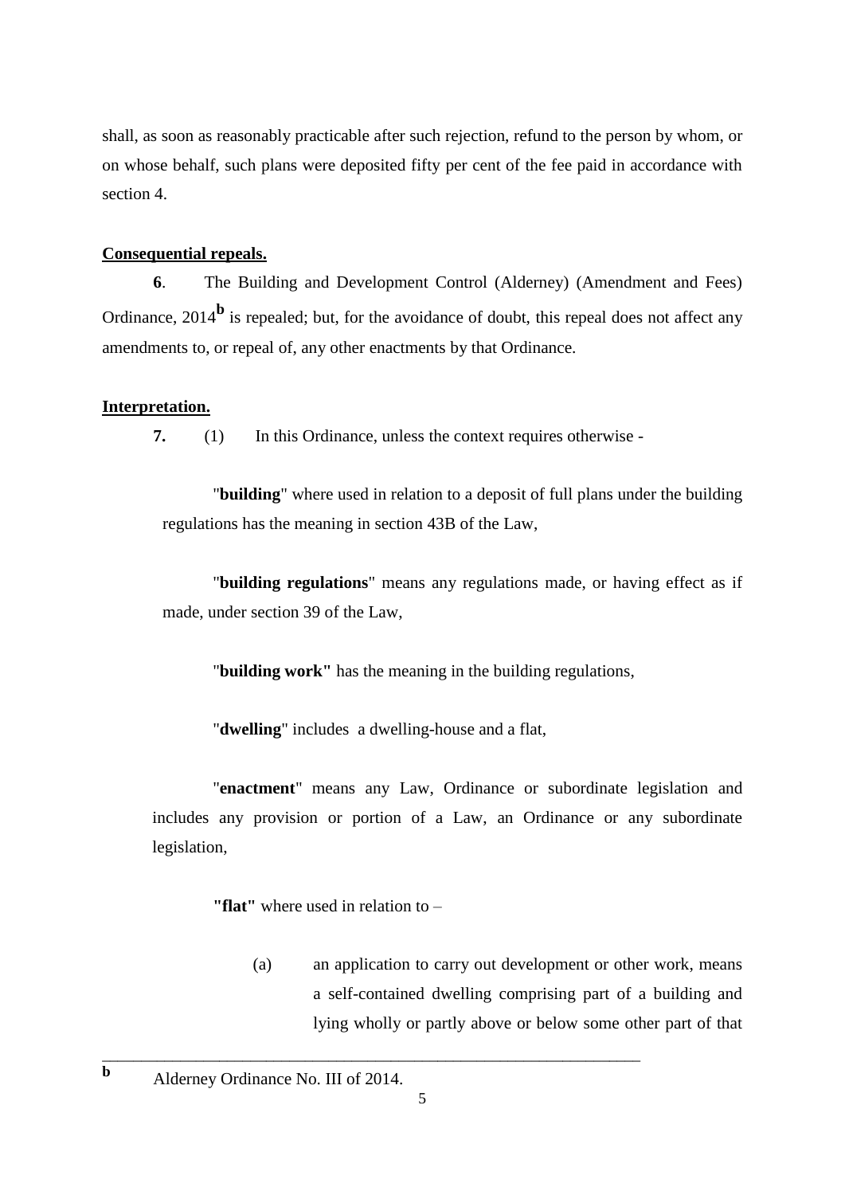shall, as soon as reasonably practicable after such rejection, refund to the person by whom, or on whose behalf, such plans were deposited fifty per cent of the fee paid in accordance with section 4.

**Consequential repeals.**

**6**. The Building and Development Control (Alderney) (Amendment and Fees) Ordinance, 2014[b] is repealed; but, for the avoidance of doubt, this repeal does not affect any amendments to, or repeal of, any other enactments by that Ordinance.

**Interpretation.**

**7.** (1) In this Ordinance, unless the context requires otherwise -

"**building**" where used in relation to a deposit of full plans under the building regulations has the meaning in section 43B of the Law,

"**building regulations**" means any regulations made, or having effect as if made, under section 39 of the Law,

"**building work"** has the meaning in the building regulations,

"**dwelling**" includes a dwelling-house and a flat,

"**enactment**" means any Law, Ordinance or subordinate legislation and includes any provision or portion of a Law, an Ordinance or any subordinate legislation,

**"flat"** where used in relation to –

(a) an application to carry out development or other work, means a self-contained dwelling comprising part of a building and lying wholly or partly above or below some other part of that

---

[b] Alderney Ordinance No. III of 2014.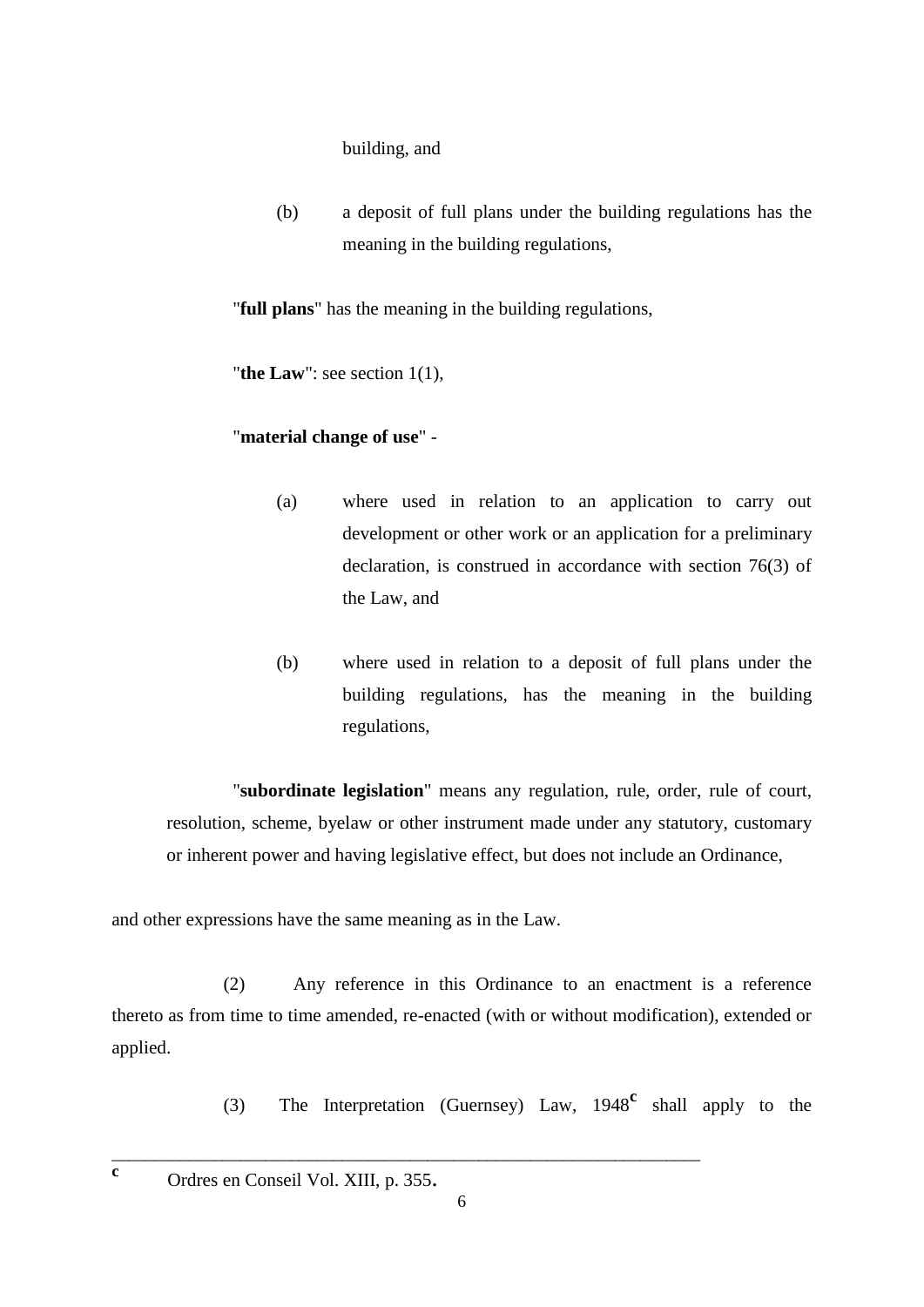building, and

(b) a deposit of full plans under the building regulations has the meaning in the building regulations,

"**full plans**" has the meaning in the building regulations,

"**the Law**": see section 1(1),

"**material change of use**" -

(a) where used in relation to an application to carry out development or other work or an application for a preliminary declaration, is construed in accordance with section 76(3) of the Law, and

(b) where used in relation to a deposit of full plans under the building regulations, has the meaning in the building regulations,

"**subordinate legislation**" means any regulation, rule, order, rule of court, resolution, scheme, byelaw or other instrument made under any statutory, customary or inherent power and having legislative effect, but does not include an Ordinance,

and other expressions have the same meaning as in the Law.

(2) Any reference in this Ordinance to an enactment is a reference thereto as from time to time amended, re-enacted (with or without modification), extended or applied.

(3) The Interpretation (Guernsey) Law, 1948[c] shall apply to the

---

[c] Ordres en Conseil Vol. XIII, p. 355.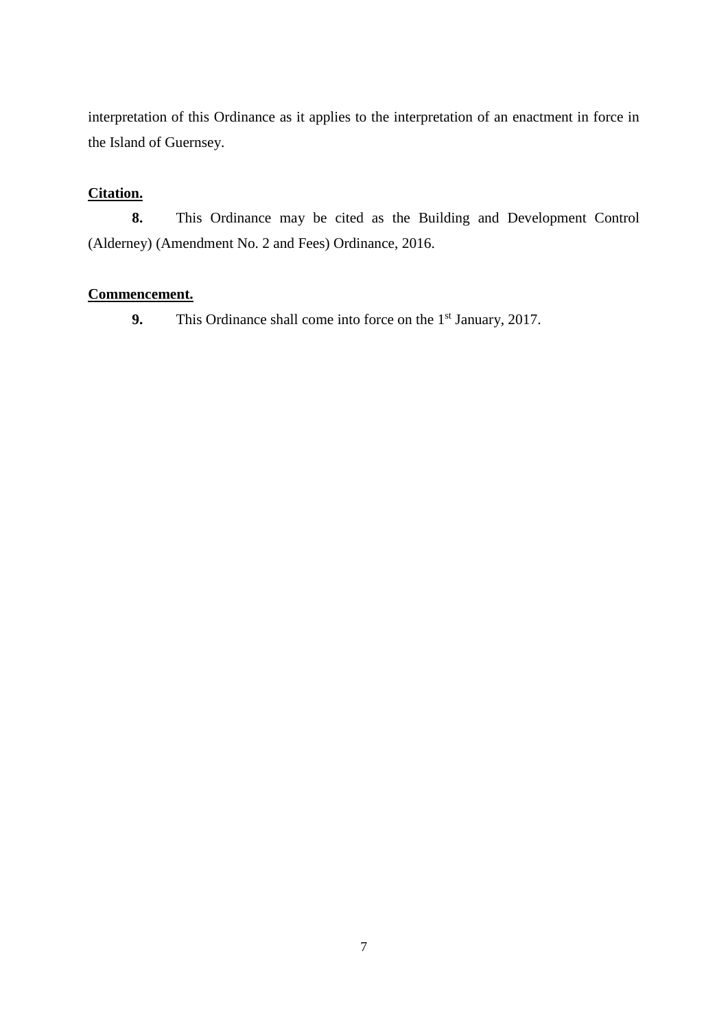interpretation of this Ordinance as it applies to the interpretation of an enactment in force in the Island of Guernsey.

**Citation.**

**8.** This Ordinance may be cited as the Building and Development Control (Alderney) (Amendment No. 2 and Fees) Ordinance, 2016.

**Commencement.**

**9.** This Ordinance shall come into force on the 1st January, 2017.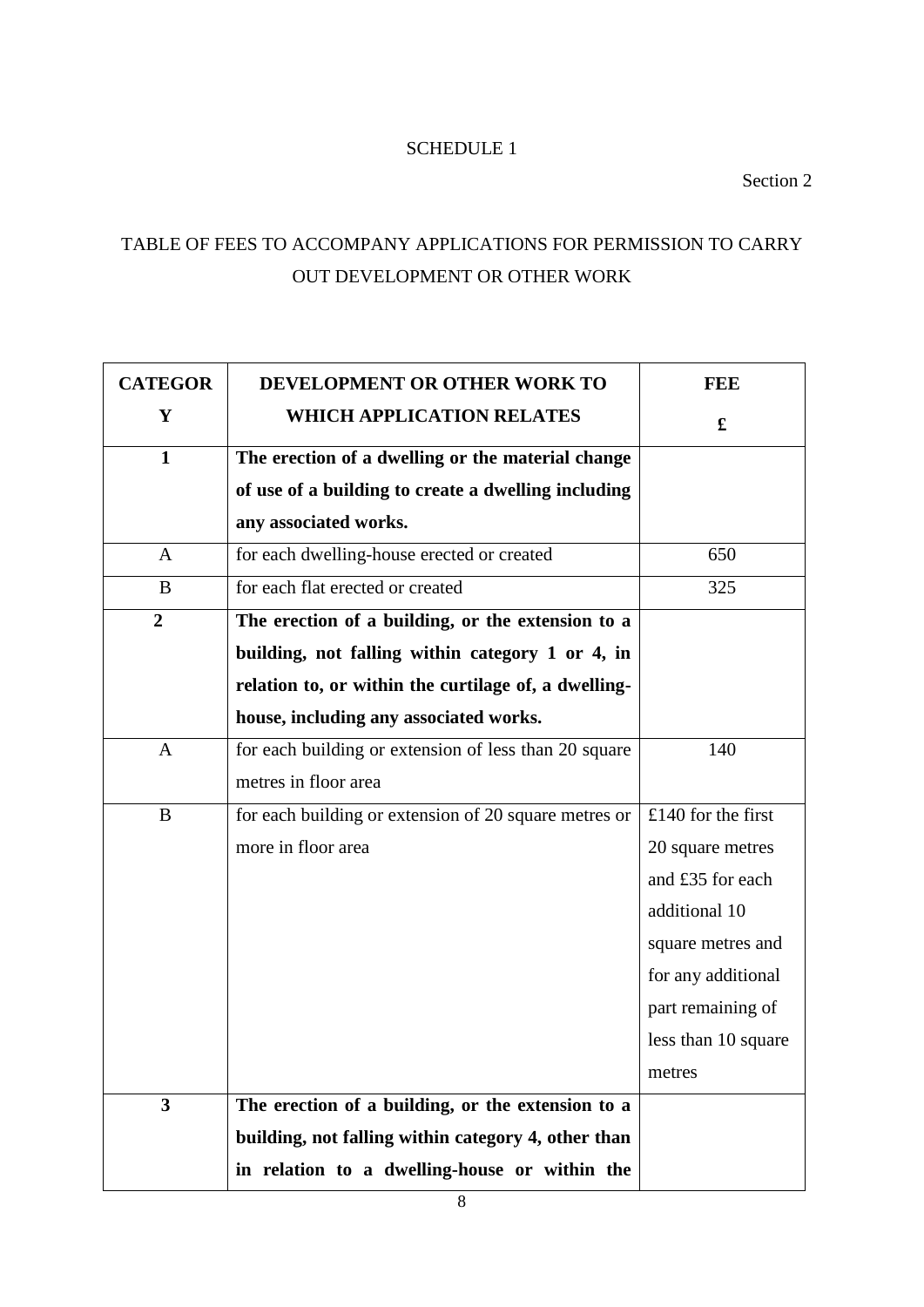SCHEDULE 1

Section 2

TABLE OF FEES TO ACCOMPANY APPLICATIONS FOR PERMISSION TO CARRY OUT DEVELOPMENT OR OTHER WORK

| CATEGORY | DEVELOPMENT OR OTHER WORK TO WHICH APPLICATION RELATES | FEE £ |
|---|---|---|
| **1** | **The erection of a dwelling or the material change of use of a building to create a dwelling including any associated works.** | |
| A | for each dwelling-house erected or created | 650 |
| B | for each flat erected or created | 325 |
| **2** | **The erection of a building, or the extension to a building, not falling within category 1 or 4, in relation to, or within the curtilage of, a dwelling-house, including any associated works.** | |
| A | for each building or extension of less than 20 square metres in floor area | 140 |
| B | for each building or extension of 20 square metres or more in floor area | £140 for the first 20 square metres and £35 for each additional 10 square metres and for any additional part remaining of less than 10 square metres |
| **3** | **The erection of a building, or the extension to a building, not falling within category 4, other than in relation to a dwelling-house or within the** | |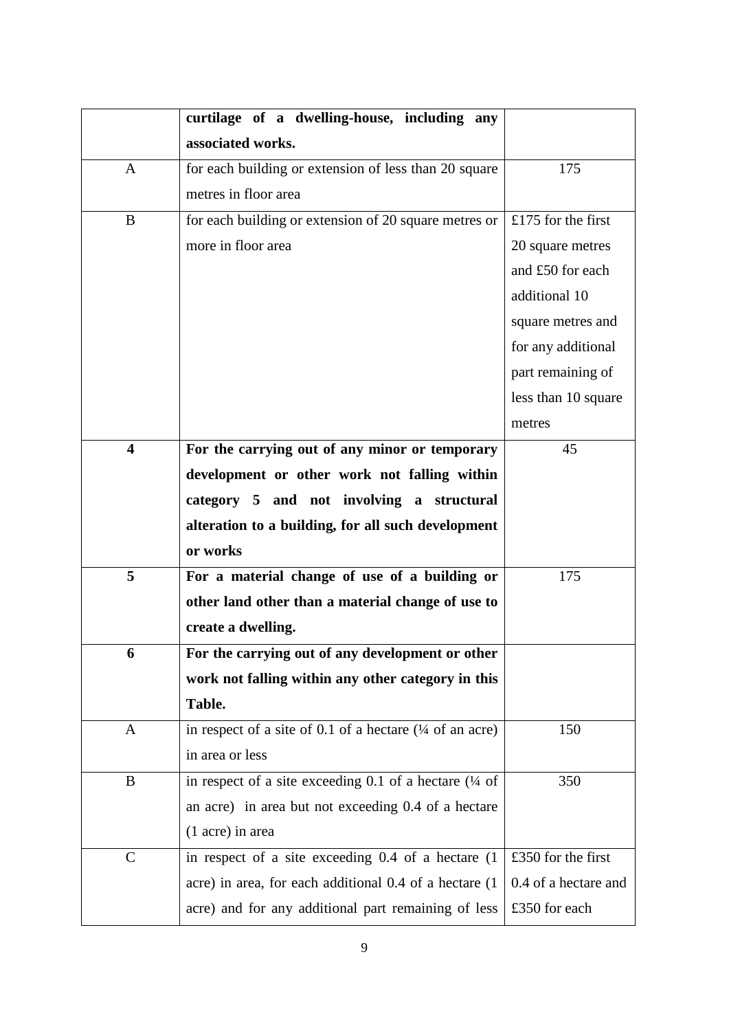| | | |
|---|---|---|
| | **curtilage of a dwelling-house, including any associated works.** | |
| A | for each building or extension of less than 20 square metres in floor area | 175 |
| B | for each building or extension of 20 square metres or more in floor area | £175 for the first 20 square metres and £50 for each additional 10 square metres and for any additional part remaining of less than 10 square metres |
| **4** | **For the carrying out of any minor or temporary development or other work not falling within category 5 and not involving a structural alteration to a building, for all such development or works** | 45 |
| **5** | **For a material change of use of a building or other land other than a material change of use to create a dwelling.** | 175 |
| **6** | **For the carrying out of any development or other work not falling within any other category in this Table.** | |
| A | in respect of a site of 0.1 of a hectare (¼ of an acre) in area or less | 150 |
| B | in respect of a site exceeding 0.1 of a hectare (¼ of an acre) in area but not exceeding 0.4 of a hectare (1 acre) in area | 350 |
| C | in respect of a site exceeding 0.4 of a hectare (1 acre) in area, for each additional 0.4 of a hectare (1 acre) and for any additional part remaining of less | £350 for the first 0.4 of a hectare and £350 for each |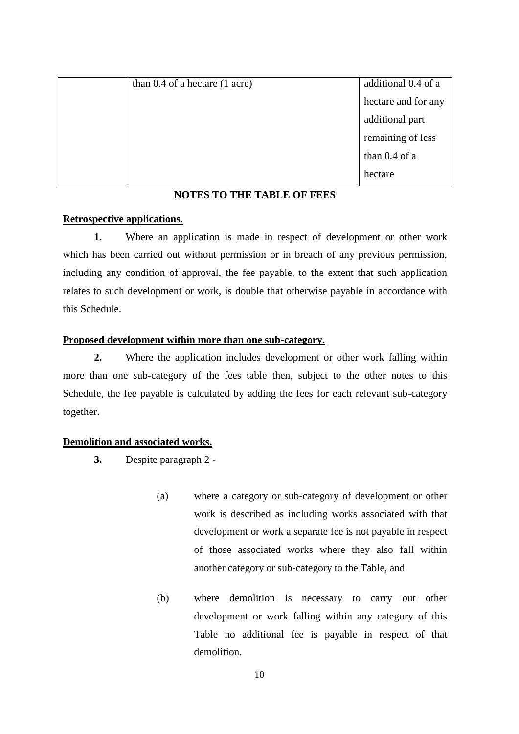| | | |
|---|---|---|
| | than 0.4 of a hectare (1 acre) | additional 0.4 of a hectare and for any additional part remaining of less than 0.4 of a hectare |

**NOTES TO THE TABLE OF FEES**

**Retrospective applications.**

**1.** Where an application is made in respect of development or other work which has been carried out without permission or in breach of any previous permission, including any condition of approval, the fee payable, to the extent that such application relates to such development or work, is double that otherwise payable in accordance with this Schedule.

**Proposed development within more than one sub-category.**

**2.** Where the application includes development or other work falling within more than one sub-category of the fees table then, subject to the other notes to this Schedule, the fee payable is calculated by adding the fees for each relevant sub-category together.

**Demolition and associated works.**

**3.** Despite paragraph 2 -

(a) where a category or sub-category of development or other work is described as including works associated with that development or work a separate fee is not payable in respect of those associated works where they also fall within another category or sub-category to the Table, and

(b) where demolition is necessary to carry out other development or work falling within any category of this Table no additional fee is payable in respect of that demolition.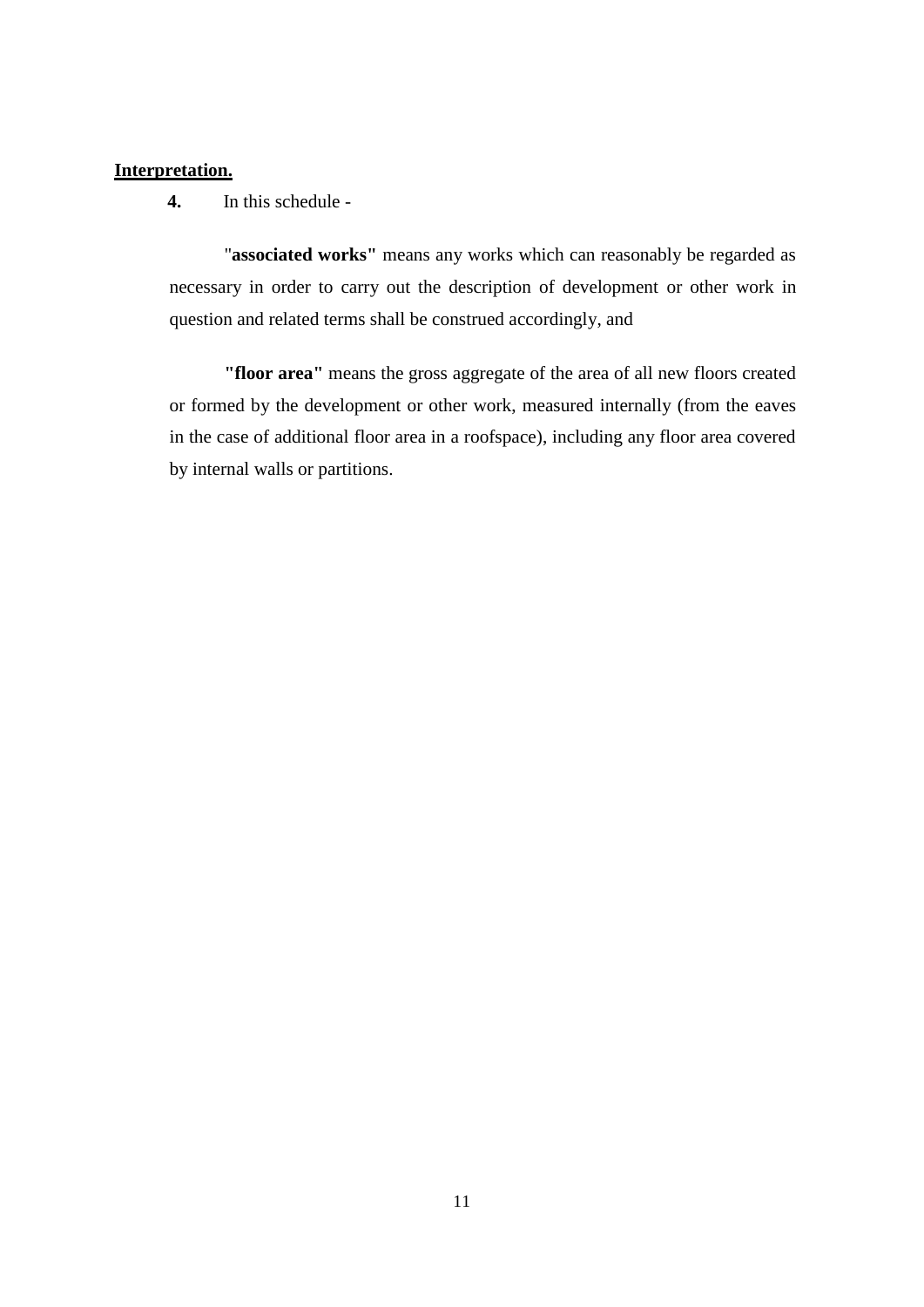**Interpretation.**

**4.** In this schedule -

"**associated works"** means any works which can reasonably be regarded as necessary in order to carry out the description of development or other work in question and related terms shall be construed accordingly, and

**"floor area"** means the gross aggregate of the area of all new floors created or formed by the development or other work, measured internally (from the eaves in the case of additional floor area in a roofspace), including any floor area covered by internal walls or partitions.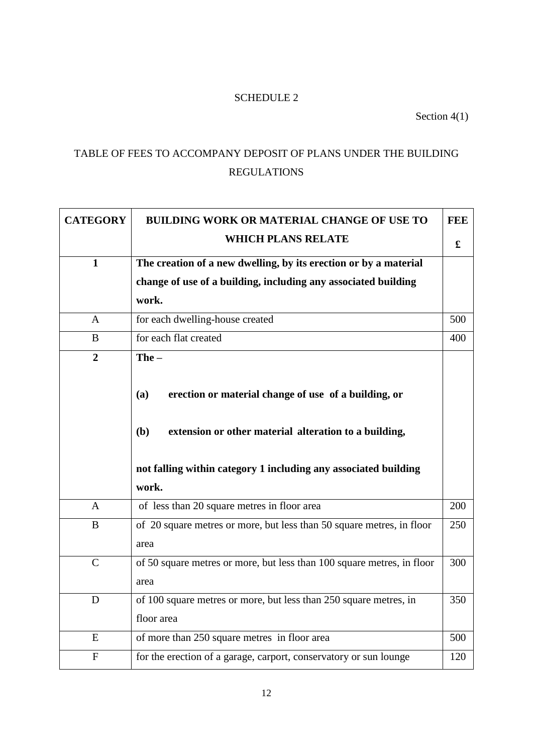SCHEDULE 2

Section 4(1)

TABLE OF FEES TO ACCOMPANY DEPOSIT OF PLANS UNDER THE BUILDING REGULATIONS

| CATEGORY | BUILDING WORK OR MATERIAL CHANGE OF USE TO WHICH PLANS RELATE | FEE £ |
|---|---|---|
| **1** | **The creation of a new dwelling, by its erection or by a material change of use of a building, including any associated building work.** | |
| A | for each dwelling-house created | 500 |
| B | for each flat created | 400 |
| **2** | **The –** <br><br> **(a) erection or material change of use of a building, or** <br><br> **(b) extension or other material alteration to a building,** <br><br> **not falling within category 1 including any associated building work.** | |
| A | of less than 20 square metres in floor area | 200 |
| B | of 20 square metres or more, but less than 50 square metres, in floor area | 250 |
| C | of 50 square metres or more, but less than 100 square metres, in floor area | 300 |
| D | of 100 square metres or more, but less than 250 square metres, in floor area | 350 |
| E | of more than 250 square metres in floor area | 500 |
| F | for the erection of a garage, carport, conservatory or sun lounge | 120 |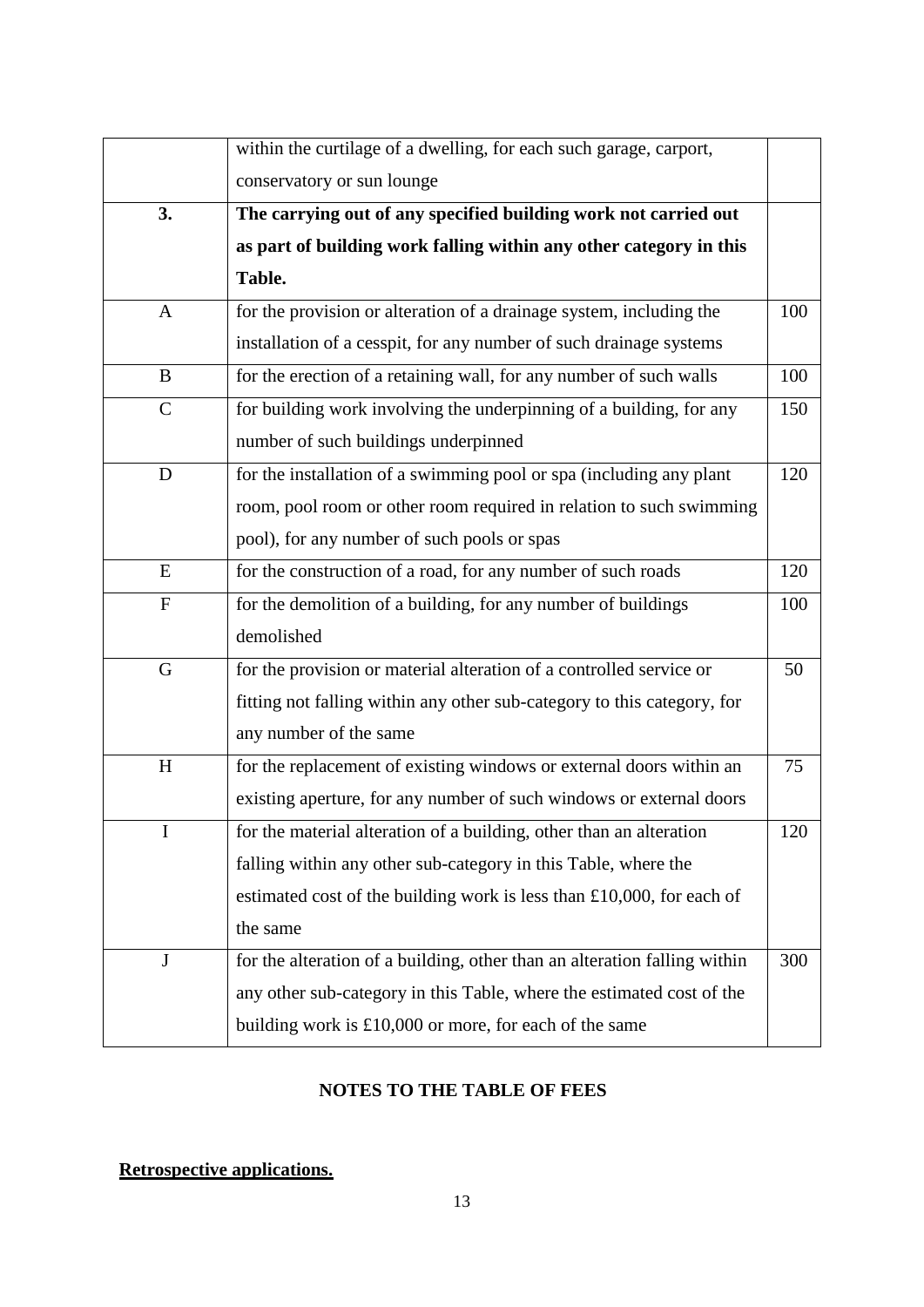| | | |
|---|---|---|
| | within the curtilage of a dwelling, for each such garage, carport, conservatory or sun lounge | |
| **3.** | **The carrying out of any specified building work not carried out as part of building work falling within any other category in this Table.** | |
| A | for the provision or alteration of a drainage system, including the installation of a cesspit, for any number of such drainage systems | 100 |
| B | for the erection of a retaining wall, for any number of such walls | 100 |
| C | for building work involving the underpinning of a building, for any number of such buildings underpinned | 150 |
| D | for the installation of a swimming pool or spa (including any plant room, pool room or other room required in relation to such swimming pool), for any number of such pools or spas | 120 |
| E | for the construction of a road, for any number of such roads | 120 |
| F | for the demolition of a building, for any number of buildings demolished | 100 |
| G | for the provision or material alteration of a controlled service or fitting not falling within any other sub-category to this category, for any number of the same | 50 |
| H | for the replacement of existing windows or external doors within an existing aperture, for any number of such windows or external doors | 75 |
| I | for the material alteration of a building, other than an alteration falling within any other sub-category in this Table, where the estimated cost of the building work is less than £10,000, for each of the same | 120 |
| J | for the alteration of a building, other than an alteration falling within any other sub-category in this Table, where the estimated cost of the building work is £10,000 or more, for each of the same | 300 |

**NOTES TO THE TABLE OF FEES**

**Retrospective applications.**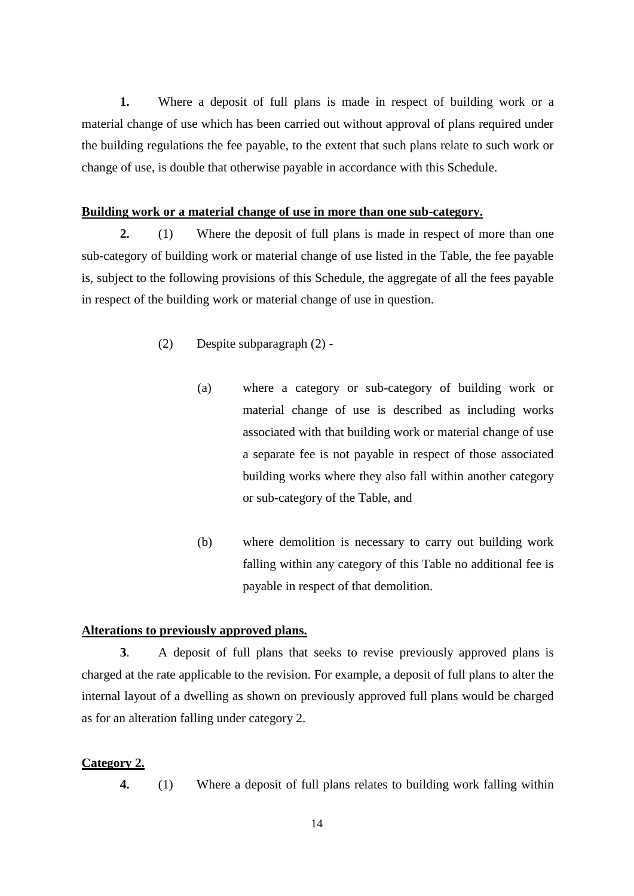**1.** Where a deposit of full plans is made in respect of building work or a material change of use which has been carried out without approval of plans required under the building regulations the fee payable, to the extent that such plans relate to such work or change of use, is double that otherwise payable in accordance with this Schedule.

**Building work or a material change of use in more than one sub-category.**

**2.** (1) Where the deposit of full plans is made in respect of more than one sub-category of building work or material change of use listed in the Table, the fee payable is, subject to the following provisions of this Schedule, the aggregate of all the fees payable in respect of the building work or material change of use in question.

(2) Despite subparagraph (2) -

(a) where a category or sub-category of building work or material change of use is described as including works associated with that building work or material change of use a separate fee is not payable in respect of those associated building works where they also fall within another category or sub-category of the Table, and

(b) where demolition is necessary to carry out building work falling within any category of this Table no additional fee is payable in respect of that demolition.

**Alterations to previously approved plans.**

**3**. A deposit of full plans that seeks to revise previously approved plans is charged at the rate applicable to the revision. For example, a deposit of full plans to alter the internal layout of a dwelling as shown on previously approved full plans would be charged as for an alteration falling under category 2.

**Category 2.**

**4.** (1) Where a deposit of full plans relates to building work falling within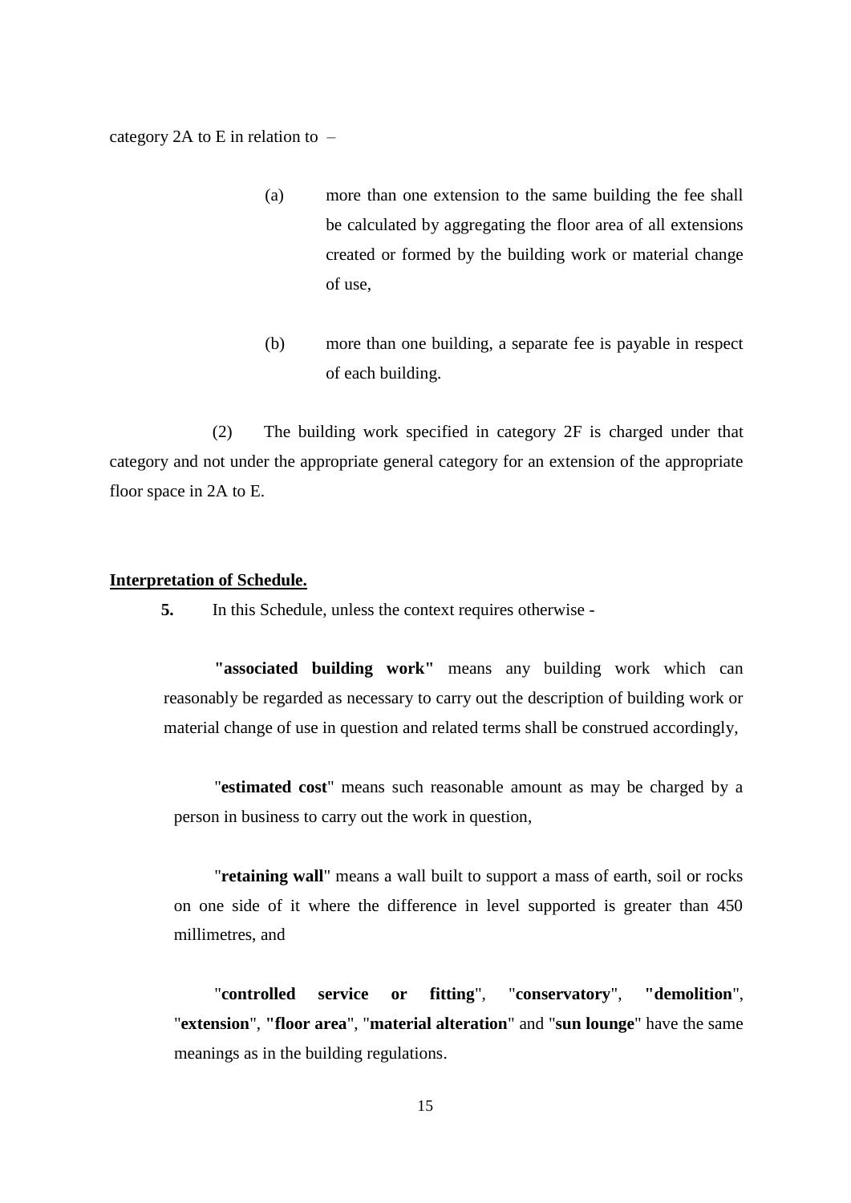category 2A to E in relation to –

(a) more than one extension to the same building the fee shall be calculated by aggregating the floor area of all extensions created or formed by the building work or material change of use,

(b) more than one building, a separate fee is payable in respect of each building.

(2) The building work specified in category 2F is charged under that category and not under the appropriate general category for an extension of the appropriate floor space in 2A to E.

**Interpretation of Schedule.**

**5.** In this Schedule, unless the context requires otherwise -

**"associated building work"** means any building work which can reasonably be regarded as necessary to carry out the description of building work or material change of use in question and related terms shall be construed accordingly,

"**estimated cost**" means such reasonable amount as may be charged by a person in business to carry out the work in question,

"**retaining wall**" means a wall built to support a mass of earth, soil or rocks on one side of it where the difference in level supported is greater than 450 millimetres, and

"**controlled service or fitting**", "**conservatory**", **"demolition**", "**extension**", **"floor area**", "**material alteration**" and "**sun lounge**" have the same meanings as in the building regulations.